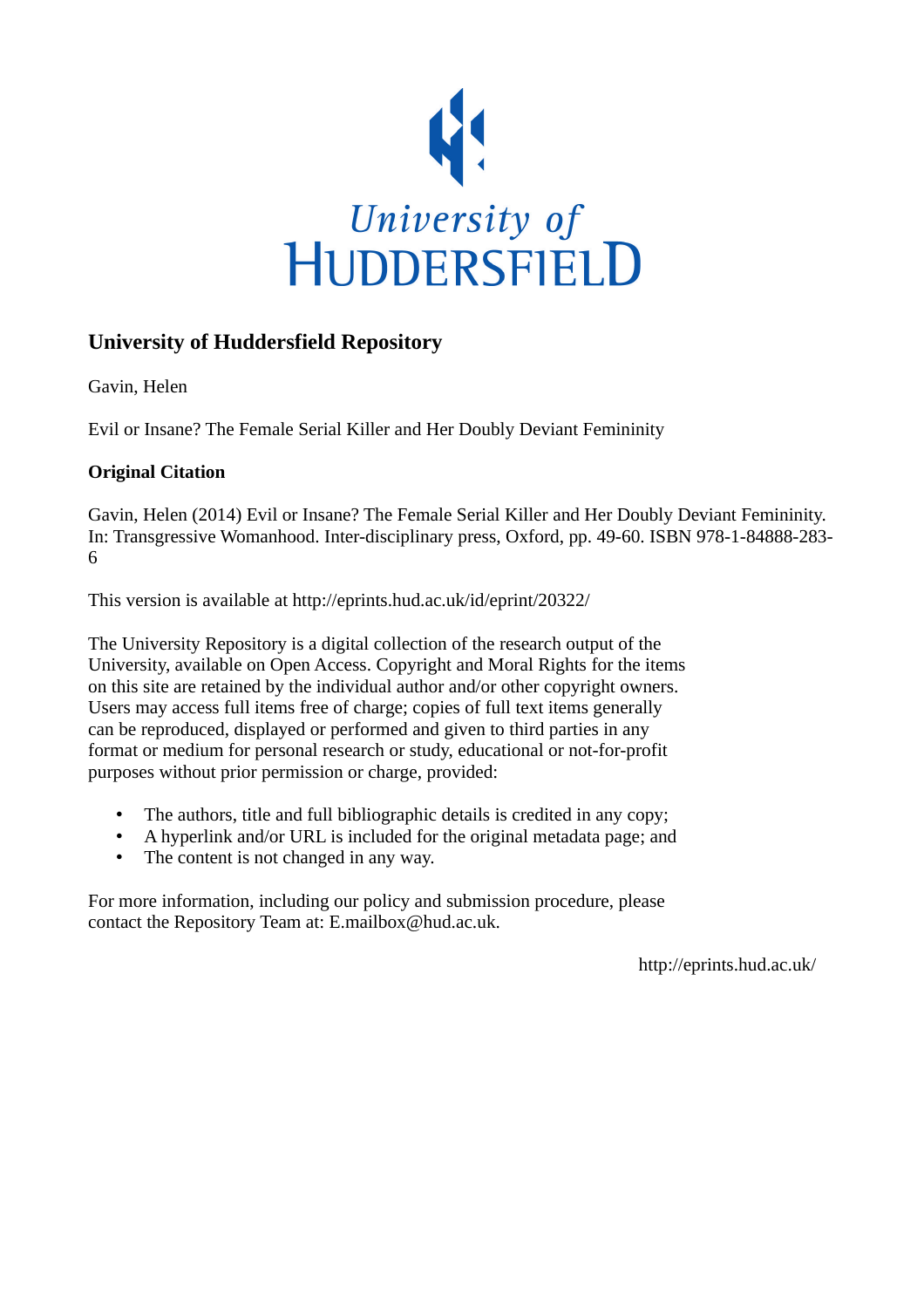University of HUDDERSFIELD

## University of Huddersfield Repository

Gavin, Helen

Evil or Insane? The Female Serial Killer and Her Doubly Deviant Femininity

### Original Citation

Gavin, Helen (2014) Evil or Insane? The Female Serial Killer and Her Doubly Deviant Femininity. In: Transgressive Womanhood. Inter-disciplinary press, Oxford, pp. 49-60. ISBN 978-1-84888-283-6

This version is available at http://eprints.hud.ac.uk/id/eprint/20322/

The University Repository is a digital collection of the research output of the University, available on Open Access. Copyright and Moral Rights for the items on this site are retained by the individual author and/or other copyright owners. Users may access full items free of charge; copies of full text items generally can be reproduced, displayed or performed and given to third parties in any format or medium for personal research or study, educational or not-for-profit purposes without prior permission or charge, provided:

- The authors, title and full bibliographic details is credited in any copy;
- A hyperlink and/or URL is included for the original metadata page; and
- The content is not changed in any way.

For more information, including our policy and submission procedure, please contact the Repository Team at: E.mailbox@hud.ac.uk.

http://eprints.hud.ac.uk/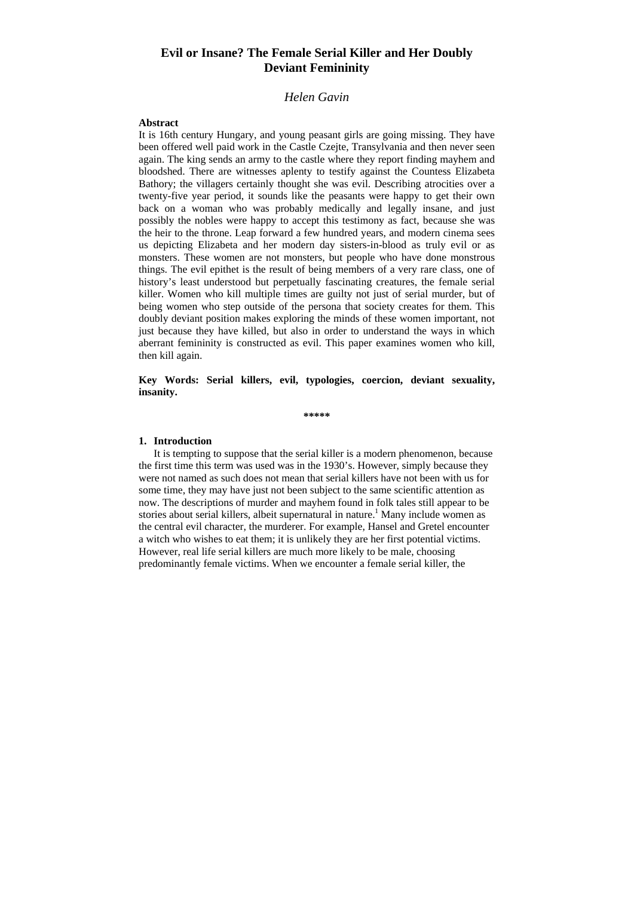# Evil or Insane? The Female Serial Killer and Her Doubly Deviant Femininity

*Helen Gavin*

**Abstract**

It is 16th century Hungary, and young peasant girls are going missing. They have been offered well paid work in the Castle Czejte, Transylvania and then never seen again. The king sends an army to the castle where they report finding mayhem and bloodshed. There are witnesses aplenty to testify against the Countess Elizabeta Bathory; the villagers certainly thought she was evil. Describing atrocities over a twenty-five year period, it sounds like the peasants were happy to get their own back on a woman who was probably medically and legally insane, and just possibly the nobles were happy to accept this testimony as fact, because she was the heir to the throne. Leap forward a few hundred years, and modern cinema sees us depicting Elizabeta and her modern day sisters-in-blood as truly evil or as monsters. These women are not monsters, but people who have done monstrous things. The evil epithet is the result of being members of a very rare class, one of history's least understood but perpetually fascinating creatures, the female serial killer. Women who kill multiple times are guilty not just of serial murder, but of being women who step outside of the persona that society creates for them. This doubly deviant position makes exploring the minds of these women important, not just because they have killed, but also in order to understand the ways in which aberrant femininity is constructed as evil. This paper examines women who kill, then kill again.

**Key Words: Serial killers, evil, typologies, coercion, deviant sexuality, insanity.**

*****

## 1. Introduction

It is tempting to suppose that the serial killer is a modern phenomenon, because the first time this term was used was in the 1930's. However, simply because they were not named as such does not mean that serial killers have not been with us for some time, they may have just not been subject to the same scientific attention as now. The descriptions of murder and mayhem found in folk tales still appear to be stories about serial killers, albeit supernatural in nature.[1] Many include women as the central evil character, the murderer. For example, Hansel and Gretel encounter a witch who wishes to eat them; it is unlikely they are her first potential victims. However, real life serial killers are much more likely to be male, choosing predominantly female victims. When we encounter a female serial killer, the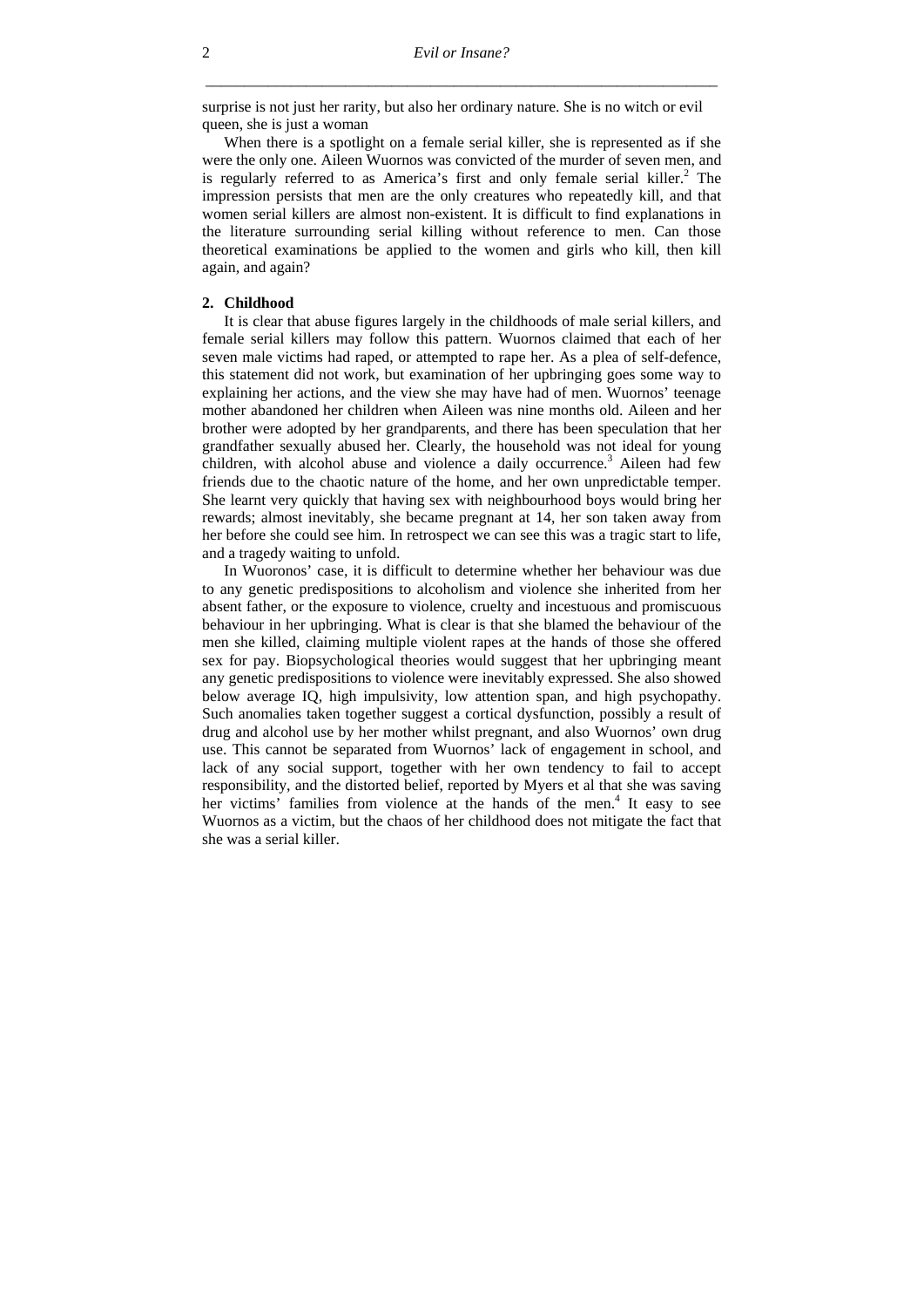surprise is not just her rarity, but also her ordinary nature. She is no witch or evil queen, she is just a woman

When there is a spotlight on a female serial killer, she is represented as if she were the only one. Aileen Wuornos was convicted of the murder of seven men, and is regularly referred to as America's first and only female serial killer.[2] The impression persists that men are the only creatures who repeatedly kill, and that women serial killers are almost non-existent. It is difficult to find explanations in the literature surrounding serial killing without reference to men. Can those theoretical examinations be applied to the women and girls who kill, then kill again, and again?

## 2. Childhood

It is clear that abuse figures largely in the childhoods of male serial killers, and female serial killers may follow this pattern. Wuornos claimed that each of her seven male victims had raped, or attempted to rape her. As a plea of self-defence, this statement did not work, but examination of her upbringing goes some way to explaining her actions, and the view she may have had of men. Wuornos' teenage mother abandoned her children when Aileen was nine months old. Aileen and her brother were adopted by her grandparents, and there has been speculation that her grandfather sexually abused her. Clearly, the household was not ideal for young children, with alcohol abuse and violence a daily occurrence.[3] Aileen had few friends due to the chaotic nature of the home, and her own unpredictable temper. She learnt very quickly that having sex with neighbourhood boys would bring her rewards; almost inevitably, she became pregnant at 14, her son taken away from her before she could see him. In retrospect we can see this was a tragic start to life, and a tragedy waiting to unfold.

In Wuoronos' case, it is difficult to determine whether her behaviour was due to any genetic predispositions to alcoholism and violence she inherited from her absent father, or the exposure to violence, cruelty and incestuous and promiscuous behaviour in her upbringing. What is clear is that she blamed the behaviour of the men she killed, claiming multiple violent rapes at the hands of those she offered sex for pay. Biopsychological theories would suggest that her upbringing meant any genetic predispositions to violence were inevitably expressed. She also showed below average IQ, high impulsivity, low attention span, and high psychopathy. Such anomalies taken together suggest a cortical dysfunction, possibly a result of drug and alcohol use by her mother whilst pregnant, and also Wuornos' own drug use. This cannot be separated from Wuornos' lack of engagement in school, and lack of any social support, together with her own tendency to fail to accept responsibility, and the distorted belief, reported by Myers et al that she was saving her victims' families from violence at the hands of the men.[4] It easy to see Wuornos as a victim, but the chaos of her childhood does not mitigate the fact that she was a serial killer.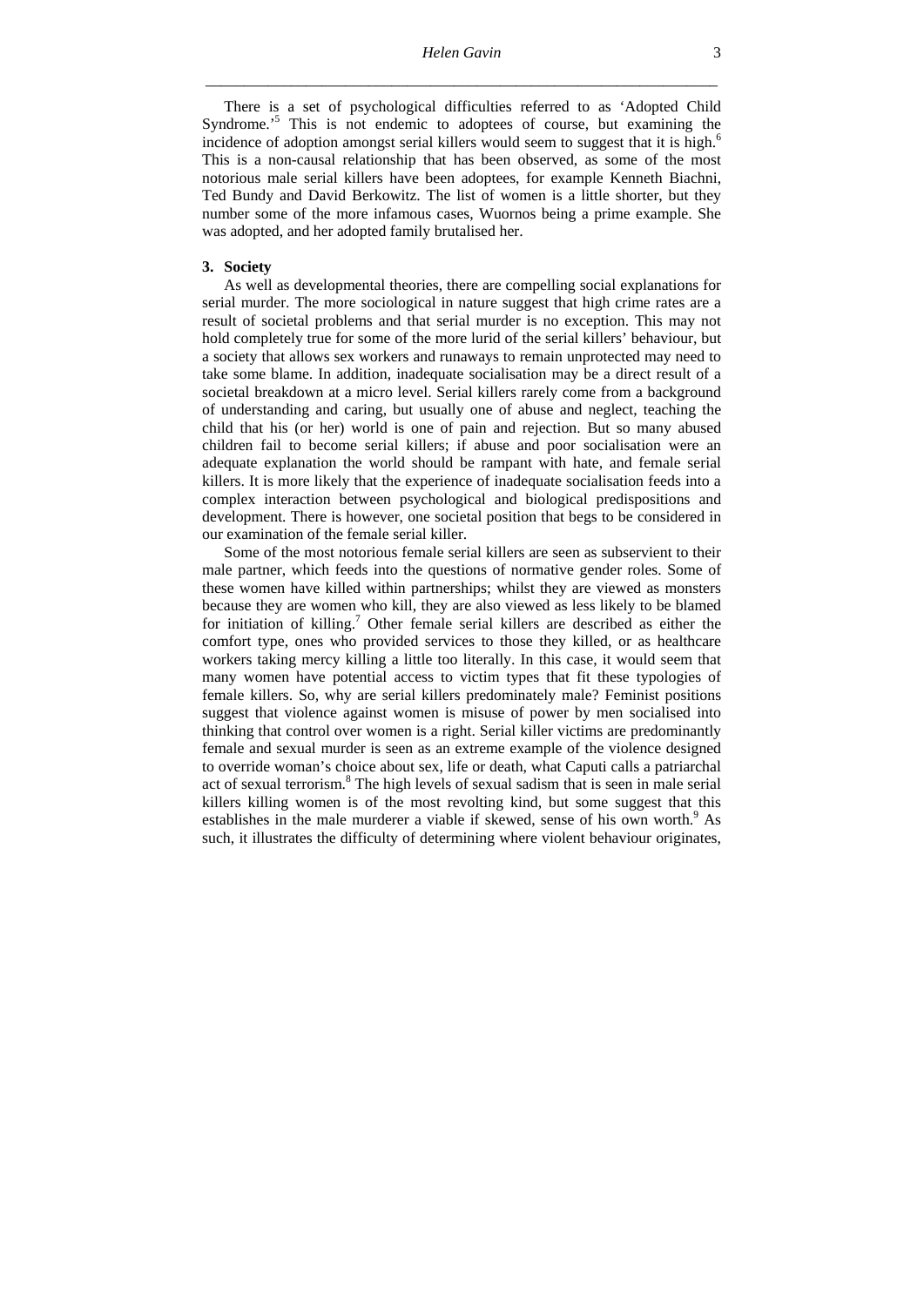There is a set of psychological difficulties referred to as 'Adopted Child Syndrome.'[5] This is not endemic to adoptees of course, but examining the incidence of adoption amongst serial killers would seem to suggest that it is high.[6] This is a non-causal relationship that has been observed, as some of the most notorious male serial killers have been adoptees, for example Kenneth Biachni, Ted Bundy and David Berkowitz. The list of women is a little shorter, but they number some of the more infamous cases, Wuornos being a prime example. She was adopted, and her adopted family brutalised her.

**3. Society**

As well as developmental theories, there are compelling social explanations for serial murder. The more sociological in nature suggest that high crime rates are a result of societal problems and that serial murder is no exception. This may not hold completely true for some of the more lurid of the serial killers' behaviour, but a society that allows sex workers and runaways to remain unprotected may need to take some blame. In addition, inadequate socialisation may be a direct result of a societal breakdown at a micro level. Serial killers rarely come from a background of understanding and caring, but usually one of abuse and neglect, teaching the child that his (or her) world is one of pain and rejection. But so many abused children fail to become serial killers; if abuse and poor socialisation were an adequate explanation the world should be rampant with hate, and female serial killers. It is more likely that the experience of inadequate socialisation feeds into a complex interaction between psychological and biological predispositions and development. There is however, one societal position that begs to be considered in our examination of the female serial killer.

Some of the most notorious female serial killers are seen as subservient to their male partner, which feeds into the questions of normative gender roles. Some of these women have killed within partnerships; whilst they are viewed as monsters because they are women who kill, they are also viewed as less likely to be blamed for initiation of killing.[7] Other female serial killers are described as either the comfort type, ones who provided services to those they killed, or as healthcare workers taking mercy killing a little too literally. In this case, it would seem that many women have potential access to victim types that fit these typologies of female killers. So, why are serial killers predominately male? Feminist positions suggest that violence against women is misuse of power by men socialised into thinking that control over women is a right. Serial killer victims are predominantly female and sexual murder is seen as an extreme example of the violence designed to override woman's choice about sex, life or death, what Caputi calls a patriarchal act of sexual terrorism.[8] The high levels of sexual sadism that is seen in male serial killers killing women is of the most revolting kind, but some suggest that this establishes in the male murderer a viable if skewed, sense of his own worth.[9] As such, it illustrates the difficulty of determining where violent behaviour originates,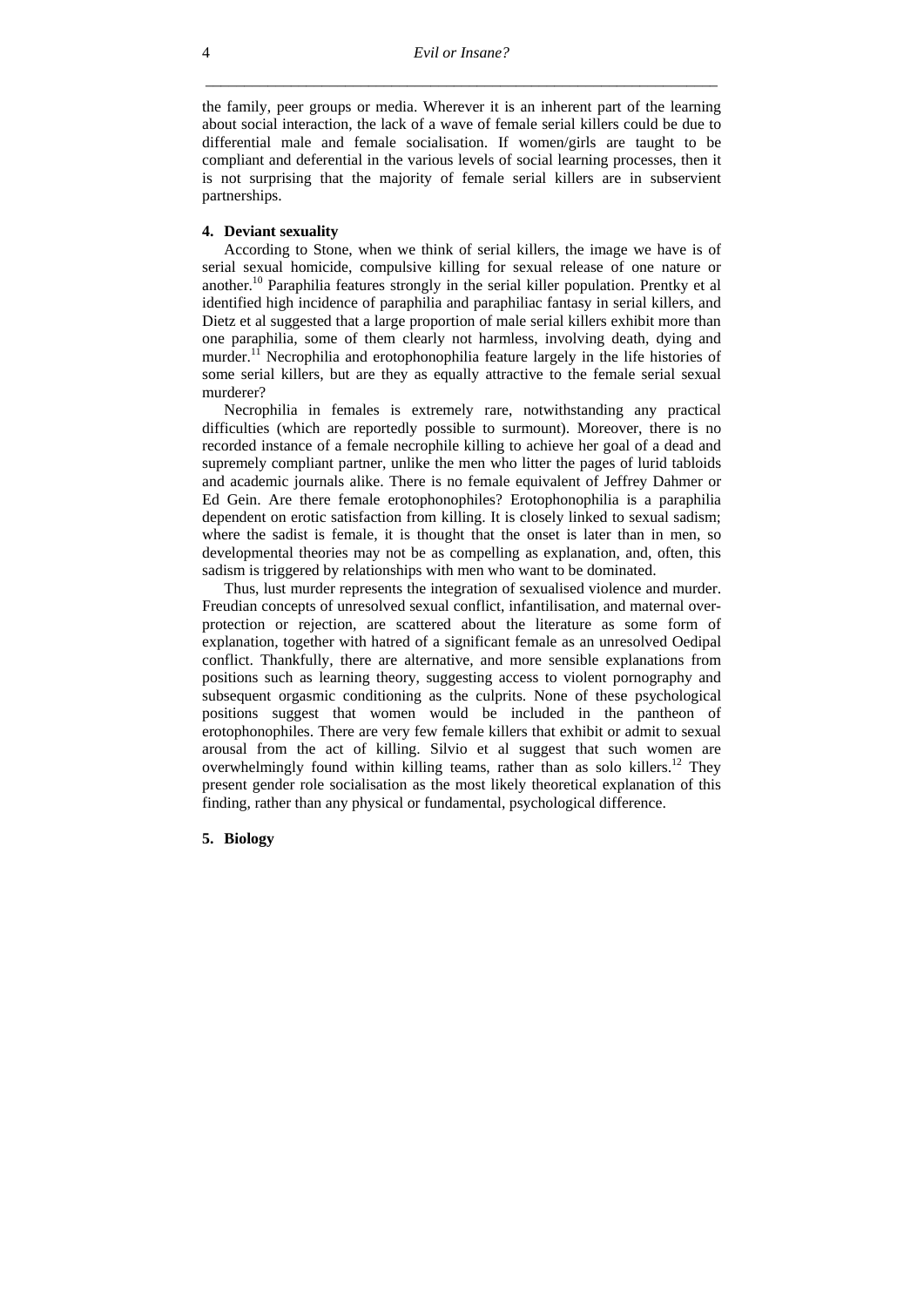the family, peer groups or media. Wherever it is an inherent part of the learning about social interaction, the lack of a wave of female serial killers could be due to differential male and female socialisation. If women/girls are taught to be compliant and deferential in the various levels of social learning processes, then it is not surprising that the majority of female serial killers are in subservient partnerships.

**4. Deviant sexuality**

According to Stone, when we think of serial killers, the image we have is of serial sexual homicide, compulsive killing for sexual release of one nature or another.[10] Paraphilia features strongly in the serial killer population. Prentky et al identified high incidence of paraphilia and paraphiliac fantasy in serial killers, and Dietz et al suggested that a large proportion of male serial killers exhibit more than one paraphilia, some of them clearly not harmless, involving death, dying and murder.[11] Necrophilia and erotophonophilia feature largely in the life histories of some serial killers, but are they as equally attractive to the female serial sexual murderer?

Necrophilia in females is extremely rare, notwithstanding any practical difficulties (which are reportedly possible to surmount). Moreover, there is no recorded instance of a female necrophile killing to achieve her goal of a dead and supremely compliant partner, unlike the men who litter the pages of lurid tabloids and academic journals alike. There is no female equivalent of Jeffrey Dahmer or Ed Gein. Are there female erotophonophiles? Erotophonophilia is a paraphilia dependent on erotic satisfaction from killing. It is closely linked to sexual sadism; where the sadist is female, it is thought that the onset is later than in men, so developmental theories may not be as compelling as explanation, and, often, this sadism is triggered by relationships with men who want to be dominated.

Thus, lust murder represents the integration of sexualised violence and murder. Freudian concepts of unresolved sexual conflict, infantilisation, and maternal over-protection or rejection, are scattered about the literature as some form of explanation, together with hatred of a significant female as an unresolved Oedipal conflict. Thankfully, there are alternative, and more sensible explanations from positions such as learning theory, suggesting access to violent pornography and subsequent orgasmic conditioning as the culprits. None of these psychological positions suggest that women would be included in the pantheon of erotophonophiles. There are very few female killers that exhibit or admit to sexual arousal from the act of killing. Silvio et al suggest that such women are overwhelmingly found within killing teams, rather than as solo killers.[12] They present gender role socialisation as the most likely theoretical explanation of this finding, rather than any physical or fundamental, psychological difference.

**5. Biology**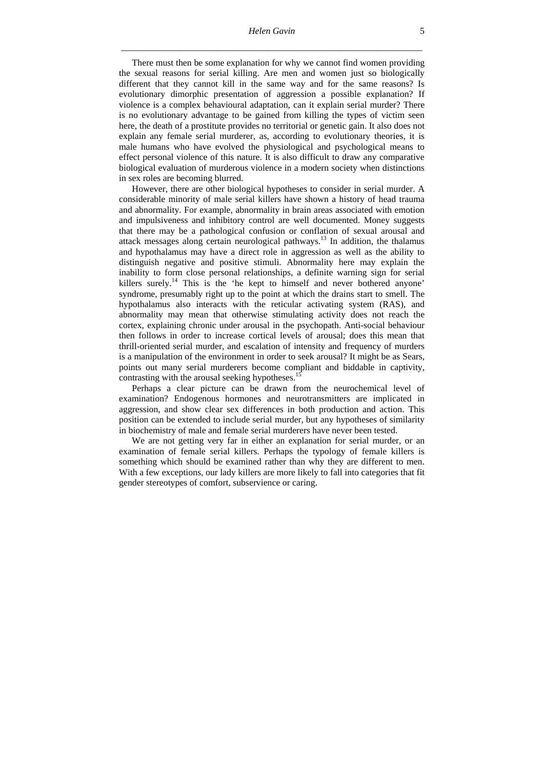There must then be some explanation for why we cannot find women providing the sexual reasons for serial killing. Are men and women just so biologically different that they cannot kill in the same way and for the same reasons? Is evolutionary dimorphic presentation of aggression a possible explanation? If violence is a complex behavioural adaptation, can it explain serial murder? There is no evolutionary advantage to be gained from killing the types of victim seen here, the death of a prostitute provides no territorial or genetic gain. It also does not explain any female serial murderer, as, according to evolutionary theories, it is male humans who have evolved the physiological and psychological means to effect personal violence of this nature. It is also difficult to draw any comparative biological evaluation of murderous violence in a modern society when distinctions in sex roles are becoming blurred.

However, there are other biological hypotheses to consider in serial murder. A considerable minority of male serial killers have shown a history of head trauma and abnormality. For example, abnormality in brain areas associated with emotion and impulsiveness and inhibitory control are well documented. Money suggests that there may be a pathological confusion or conflation of sexual arousal and attack messages along certain neurological pathways.[13] In addition, the thalamus and hypothalamus may have a direct role in aggression as well as the ability to distinguish negative and positive stimuli. Abnormality here may explain the inability to form close personal relationships, a definite warning sign for serial killers surely.[14] This is the 'he kept to himself and never bothered anyone' syndrome, presumably right up to the point at which the drains start to smell. The hypothalamus also interacts with the reticular activating system (RAS), and abnormality may mean that otherwise stimulating activity does not reach the cortex, explaining chronic under arousal in the psychopath. Anti-social behaviour then follows in order to increase cortical levels of arousal; does this mean that thrill-oriented serial murder, and escalation of intensity and frequency of murders is a manipulation of the environment in order to seek arousal? It might be as Sears, points out many serial murderers become compliant and biddable in captivity, contrasting with the arousal seeking hypotheses.[15]

Perhaps a clear picture can be drawn from the neurochemical level of examination? Endogenous hormones and neurotransmitters are implicated in aggression, and show clear sex differences in both production and action. This position can be extended to include serial murder, but any hypotheses of similarity in biochemistry of male and female serial murderers have never been tested.

We are not getting very far in either an explanation for serial murder, or an examination of female serial killers. Perhaps the typology of female killers is something which should be examined rather than why they are different to men. With a few exceptions, our lady killers are more likely to fall into categories that fit gender stereotypes of comfort, subservience or caring.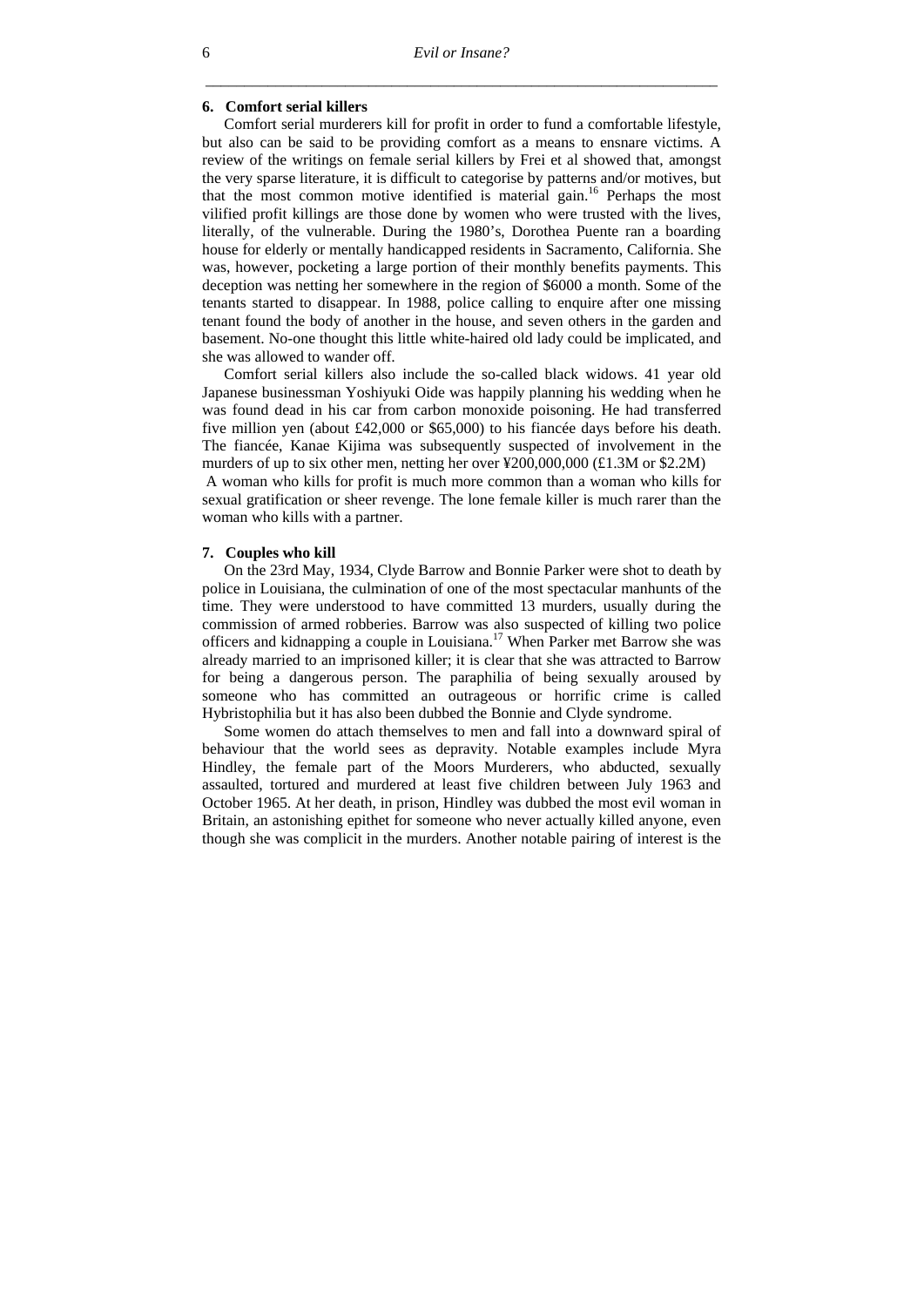### 6. Comfort serial killers

Comfort serial murderers kill for profit in order to fund a comfortable lifestyle, but also can be said to be providing comfort as a means to ensnare victims. A review of the writings on female serial killers by Frei et al showed that, amongst the very sparse literature, it is difficult to categorise by patterns and/or motives, but that the most common motive identified is material gain.[16] Perhaps the most vilified profit killings are those done by women who were trusted with the lives, literally, of the vulnerable. During the 1980's, Dorothea Puente ran a boarding house for elderly or mentally handicapped residents in Sacramento, California. She was, however, pocketing a large portion of their monthly benefits payments. This deception was netting her somewhere in the region of $6000 a month. Some of the tenants started to disappear. In 1988, police calling to enquire after one missing tenant found the body of another in the house, and seven others in the garden and basement. No-one thought this little white-haired old lady could be implicated, and she was allowed to wander off.

Comfort serial killers also include the so-called black widows. 41 year old Japanese businessman Yoshiyuki Oide was happily planning his wedding when he was found dead in his car from carbon monoxide poisoning. He had transferred five million yen (about £42,000 or $65,000) to his fiancée days before his death. The fiancée, Kanae Kijima was subsequently suspected of involvement in the murders of up to six other men, netting her over ¥200,000,000 (£1.3M or $2.2M)

A woman who kills for profit is much more common than a woman who kills for sexual gratification or sheer revenge. The lone female killer is much rarer than the woman who kills with a partner.

### 7. Couples who kill

On the 23rd May, 1934, Clyde Barrow and Bonnie Parker were shot to death by police in Louisiana, the culmination of one of the most spectacular manhunts of the time. They were understood to have committed 13 murders, usually during the commission of armed robberies. Barrow was also suspected of killing two police officers and kidnapping a couple in Louisiana.[17] When Parker met Barrow she was already married to an imprisoned killer; it is clear that she was attracted to Barrow for being a dangerous person. The paraphilia of being sexually aroused by someone who has committed an outrageous or horrific crime is called Hybristophilia but it has also been dubbed the Bonnie and Clyde syndrome.

Some women do attach themselves to men and fall into a downward spiral of behaviour that the world sees as depravity. Notable examples include Myra Hindley, the female part of the Moors Murderers, who abducted, sexually assaulted, tortured and murdered at least five children between July 1963 and October 1965. At her death, in prison, Hindley was dubbed the most evil woman in Britain, an astonishing epithet for someone who never actually killed anyone, even though she was complicit in the murders. Another notable pairing of interest is the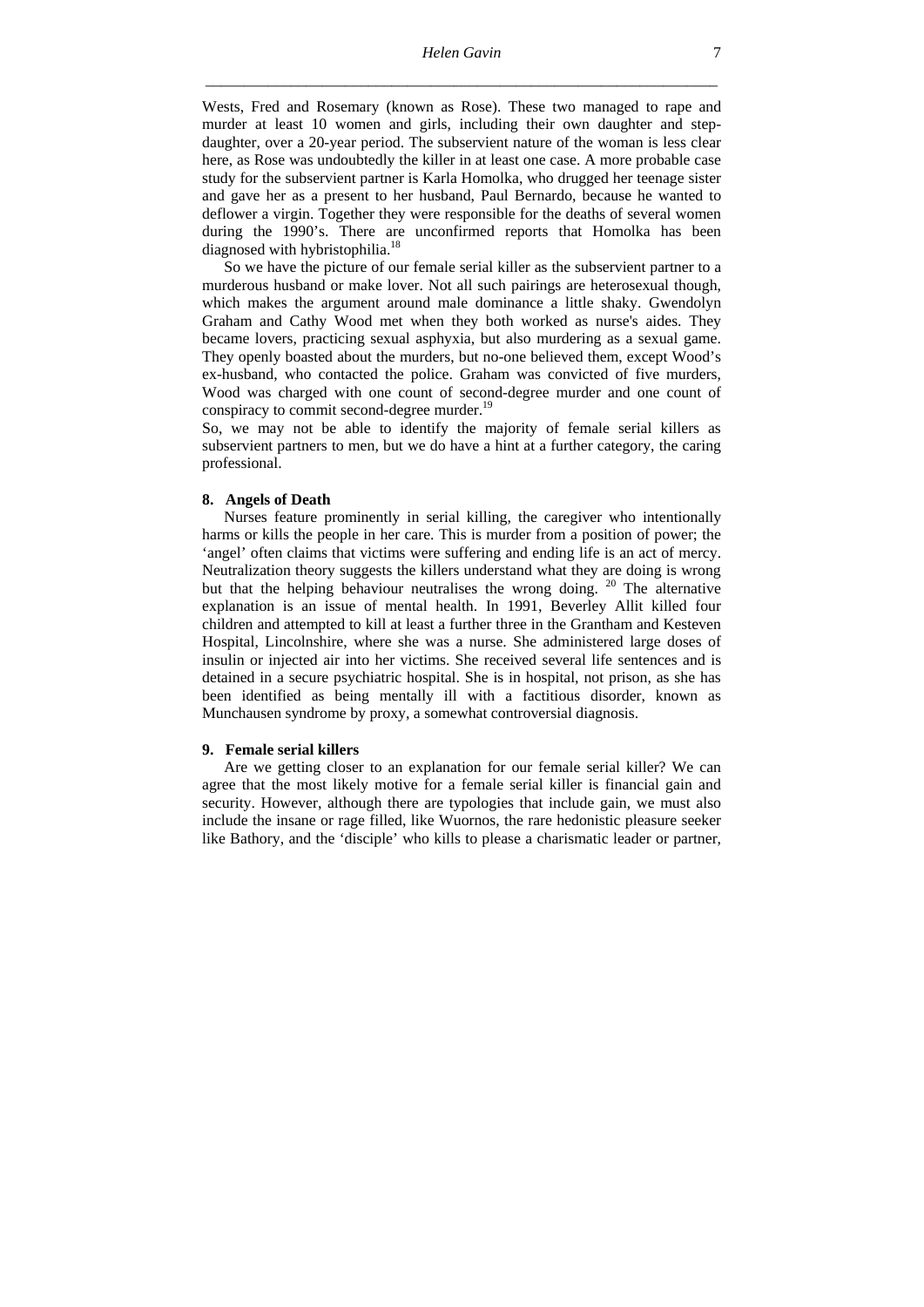Wests, Fred and Rosemary (known as Rose). These two managed to rape and murder at least 10 women and girls, including their own daughter and step-daughter, over a 20-year period. The subservient nature of the woman is less clear here, as Rose was undoubtedly the killer in at least one case. A more probable case study for the subservient partner is Karla Homolka, who drugged her teenage sister and gave her as a present to her husband, Paul Bernardo, because he wanted to deflower a virgin. Together they were responsible for the deaths of several women during the 1990's. There are unconfirmed reports that Homolka has been diagnosed with hybristophilia.[18]

So we have the picture of our female serial killer as the subservient partner to a murderous husband or make lover. Not all such pairings are heterosexual though, which makes the argument around male dominance a little shaky. Gwendolyn Graham and Cathy Wood met when they both worked as nurse's aides. They became lovers, practicing sexual asphyxia, but also murdering as a sexual game. They openly boasted about the murders, but no-one believed them, except Wood's ex-husband, who contacted the police. Graham was convicted of five murders, Wood was charged with one count of second-degree murder and one count of conspiracy to commit second-degree murder.[19]

So, we may not be able to identify the majority of female serial killers as subservient partners to men, but we do have a hint at a further category, the caring professional.

### 8. Angels of Death

Nurses feature prominently in serial killing, the caregiver who intentionally harms or kills the people in her care. This is murder from a position of power; the 'angel' often claims that victims were suffering and ending life is an act of mercy. Neutralization theory suggests the killers understand what they are doing is wrong but that the helping behaviour neutralises the wrong doing.[20] The alternative explanation is an issue of mental health. In 1991, Beverley Allit killed four children and attempted to kill at least a further three in the Grantham and Kesteven Hospital, Lincolnshire, where she was a nurse. She administered large doses of insulin or injected air into her victims. She received several life sentences and is detained in a secure psychiatric hospital. She is in hospital, not prison, as she has been identified as being mentally ill with a factitious disorder, known as Munchausen syndrome by proxy, a somewhat controversial diagnosis.

### 9. Female serial killers

Are we getting closer to an explanation for our female serial killer? We can agree that the most likely motive for a female serial killer is financial gain and security. However, although there are typologies that include gain, we must also include the insane or rage filled, like Wuornos, the rare hedonistic pleasure seeker like Bathory, and the 'disciple' who kills to please a charismatic leader or partner,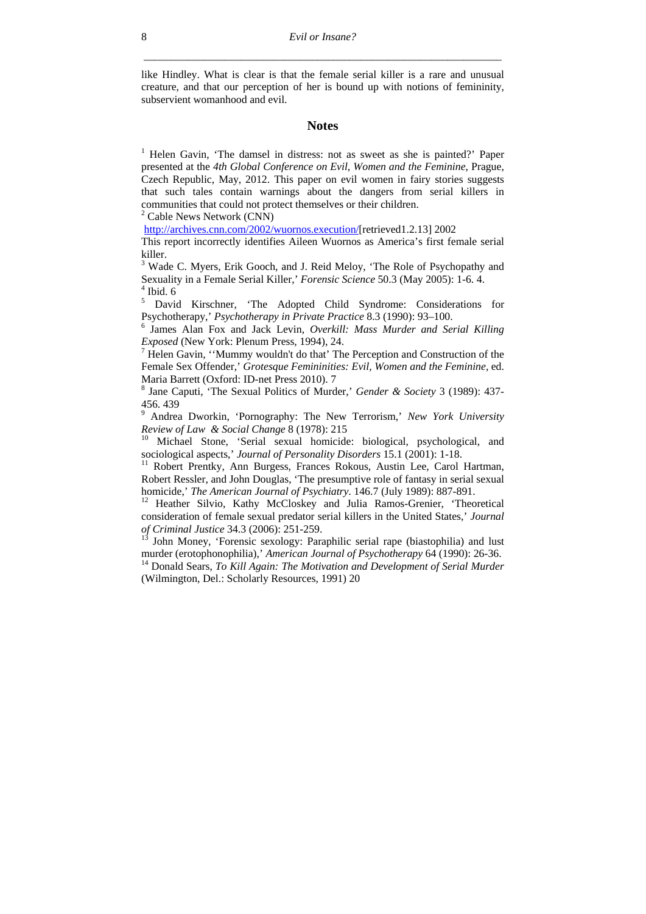like Hindley. What is clear is that the female serial killer is a rare and unusual creature, and that our perception of her is bound up with notions of femininity, subservient womanhood and evil.

## Notes

[1] Helen Gavin, 'The damsel in distress: not as sweet as she is painted?' Paper presented at the *4th Global Conference on Evil, Women and the Feminine*, Prague, Czech Republic, May, 2012. This paper on evil women in fairy stories suggests that such tales contain warnings about the dangers from serial killers in communities that could not protect themselves or their children.

[2] Cable News Network (CNN)
http://archives.cnn.com/2002/wuornos.execution/[retrieved1.2.13] 2002
This report incorrectly identifies Aileen Wuornos as America's first female serial killer.

[3] Wade C. Myers, Erik Gooch, and J. Reid Meloy, 'The Role of Psychopathy and Sexuality in a Female Serial Killer,' *Forensic Science* 50.3 (May 2005): 1-6. 4.

[4] Ibid. 6

[5] David Kirschner, 'The Adopted Child Syndrome: Considerations for Psychotherapy,' *Psychotherapy in Private Practice* 8.3 (1990): 93–100.

[6] James Alan Fox and Jack Levin, *Overkill: Mass Murder and Serial Killing Exposed* (New York: Plenum Press, 1994), 24.

[7] Helen Gavin, ''Mummy wouldn't do that' The Perception and Construction of the Female Sex Offender,' *Grotesque Femininities: Evil, Women and the Feminine*, ed. Maria Barrett (Oxford: ID-net Press 2010). 7

[8] Jane Caputi, 'The Sexual Politics of Murder,' *Gender & Society* 3 (1989): 437-456. 439

[9] Andrea Dworkin, 'Pornography: The New Terrorism,' *New York University Review of Law & Social Change* 8 (1978): 215

[10] Michael Stone, 'Serial sexual homicide: biological, psychological, and sociological aspects,' *Journal of Personality Disorders* 15.1 (2001): 1-18.

[11] Robert Prentky, Ann Burgess, Frances Rokous, Austin Lee, Carol Hartman, Robert Ressler, and John Douglas, 'The presumptive role of fantasy in serial sexual homicide,' *The American Journal of Psychiatry*. 146.7 (July 1989): 887-891.

[12] Heather Silvio, Kathy McCloskey and Julia Ramos-Grenier, 'Theoretical consideration of female sexual predator serial killers in the United States,' *Journal of Criminal Justice* 34.3 (2006): 251-259.

[13] John Money, 'Forensic sexology: Paraphilic serial rape (biastophilia) and lust murder (erotophonophilia),' *American Journal of Psychotherapy* 64 (1990): 26-36.

[14] Donald Sears, *To Kill Again: The Motivation and Development of Serial Murder* (Wilmington, Del.: Scholarly Resources, 1991) 20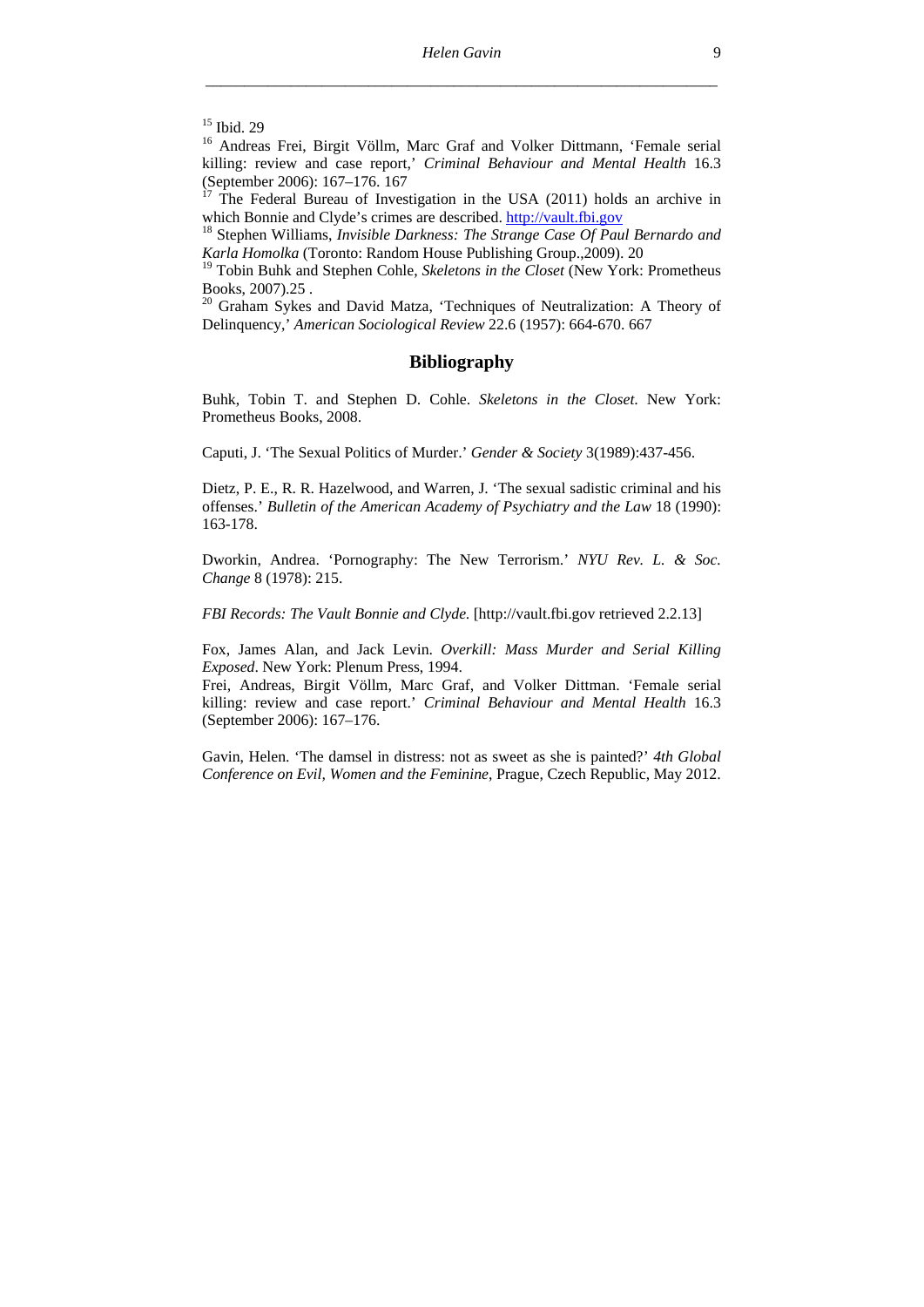[15] Ibid. 29

[16] Andreas Frei, Birgit Völlm, Marc Graf and Volker Dittmann, 'Female serial killing: review and case report,' *Criminal Behaviour and Mental Health* 16.3 (September 2006): 167–176. 167

[17] The Federal Bureau of Investigation in the USA (2011) holds an archive in which Bonnie and Clyde's crimes are described. http://vault.fbi.gov

[18] Stephen Williams, *Invisible Darkness: The Strange Case Of Paul Bernardo and Karla Homolka* (Toronto: Random House Publishing Group.,2009). 20

[19] Tobin Buhk and Stephen Cohle, *Skeletons in the Closet* (New York: Prometheus Books, 2007).25 .

[20] Graham Sykes and David Matza, 'Techniques of Neutralization: A Theory of Delinquency,' *American Sociological Review* 22.6 (1957): 664-670. 667

## Bibliography

Buhk, Tobin T. and Stephen D. Cohle. *Skeletons in the Closet*. New York: Prometheus Books, 2008.

Caputi, J. 'The Sexual Politics of Murder.' *Gender & Society* 3(1989):437-456.

Dietz, P. E., R. R. Hazelwood, and Warren, J. 'The sexual sadistic criminal and his offenses.' *Bulletin of the American Academy of Psychiatry and the Law* 18 (1990): 163-178.

Dworkin, Andrea. 'Pornography: The New Terrorism.' *NYU Rev. L. & Soc. Change* 8 (1978): 215.

*FBI Records: The Vault Bonnie and Clyde.* [http://vault.fbi.gov retrieved 2.2.13]

Fox, James Alan, and Jack Levin. *Overkill: Mass Murder and Serial Killing Exposed*. New York: Plenum Press, 1994.

Frei, Andreas, Birgit Völlm, Marc Graf, and Volker Dittman. 'Female serial killing: review and case report.' *Criminal Behaviour and Mental Health* 16.3 (September 2006): 167–176.

Gavin, Helen. 'The damsel in distress: not as sweet as she is painted?' *4th Global Conference on Evil, Women and the Feminine*, Prague, Czech Republic, May 2012.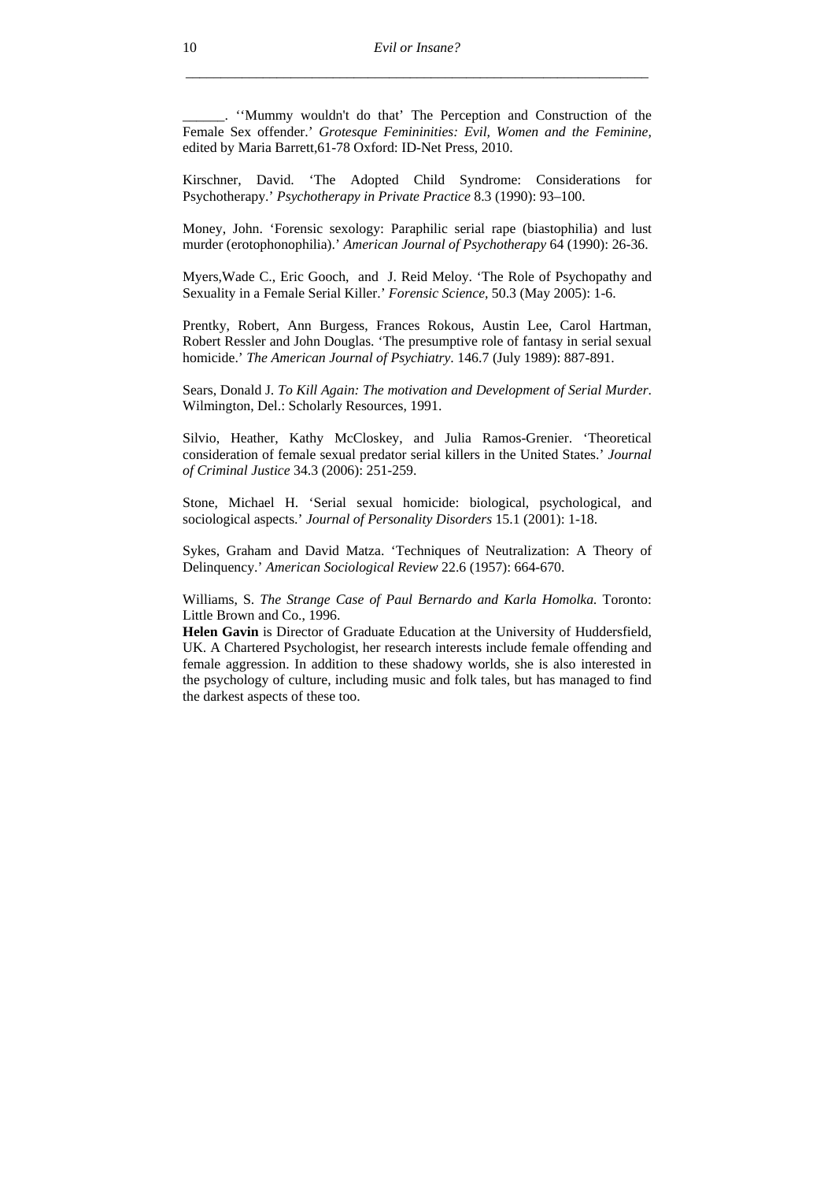______. ''Mummy wouldn't do that' The Perception and Construction of the Female Sex offender.' *Grotesque Femininities: Evil, Women and the Feminine,* edited by Maria Barrett,61-78 Oxford: ID-Net Press, 2010.

Kirschner, David. 'The Adopted Child Syndrome: Considerations for Psychotherapy.' *Psychotherapy in Private Practice* 8.3 (1990): 93–100.

Money, John. 'Forensic sexology: Paraphilic serial rape (biastophilia) and lust murder (erotophonophilia).' *American Journal of Psychotherapy* 64 (1990): 26-36.

Myers,Wade C., Eric Gooch, and J. Reid Meloy. 'The Role of Psychopathy and Sexuality in a Female Serial Killer.' *Forensic Science*, 50.3 (May 2005): 1-6.

Prentky, Robert, Ann Burgess, Frances Rokous, Austin Lee, Carol Hartman, Robert Ressler and John Douglas. 'The presumptive role of fantasy in serial sexual homicide.' *The American Journal of Psychiatry*. 146.7 (July 1989): 887-891.

Sears, Donald J. *To Kill Again: The motivation and Development of Serial Murder*. Wilmington, Del.: Scholarly Resources, 1991.

Silvio, Heather, Kathy McCloskey, and Julia Ramos-Grenier. 'Theoretical consideration of female sexual predator serial killers in the United States.' *Journal of Criminal Justice* 34.3 (2006): 251-259.

Stone, Michael H. 'Serial sexual homicide: biological, psychological, and sociological aspects.' *Journal of Personality Disorders* 15.1 (2001): 1-18.

Sykes, Graham and David Matza. 'Techniques of Neutralization: A Theory of Delinquency.' *American Sociological Review* 22.6 (1957): 664-670.

Williams, S. *The Strange Case of Paul Bernardo and Karla Homolka.* Toronto: Little Brown and Co., 1996.

**Helen Gavin** is Director of Graduate Education at the University of Huddersfield, UK. A Chartered Psychologist, her research interests include female offending and female aggression. In addition to these shadowy worlds, she is also interested in the psychology of culture, including music and folk tales, but has managed to find the darkest aspects of these too.